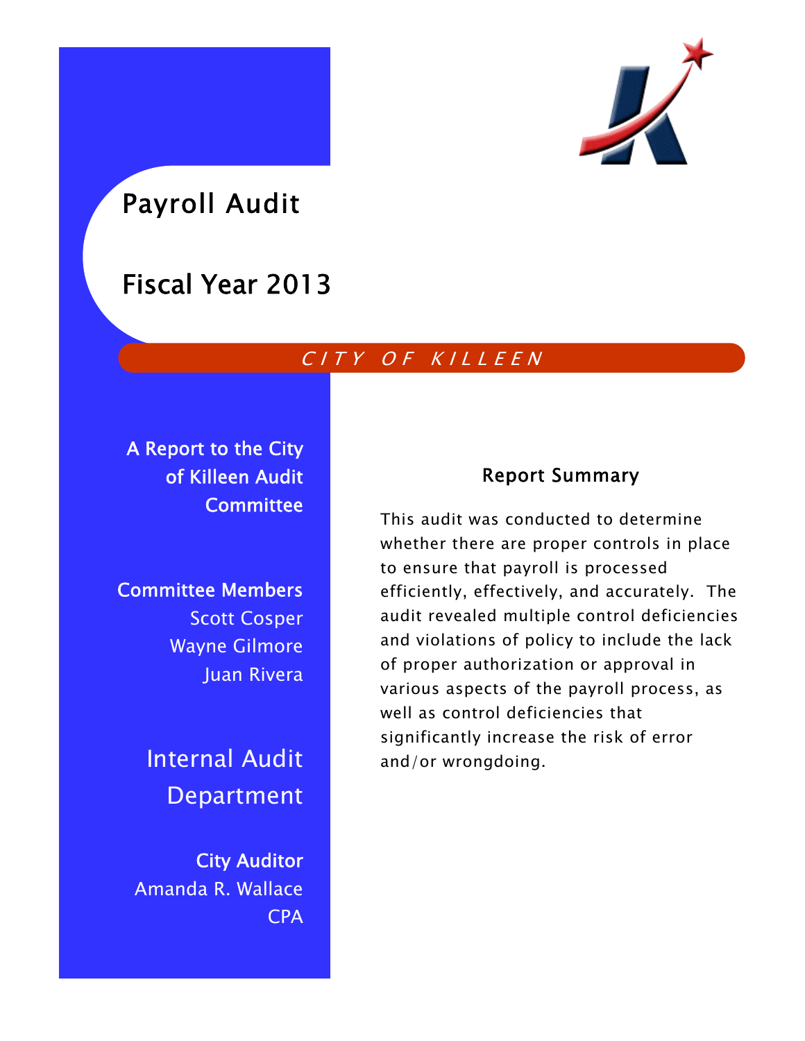# Payroll Audit

# Fiscal Year 2013

*CITY OF KILLEEN*

**A Report to the City of Killeen Audit Committee**

**Committee Members**

Scott Cosper
Wayne Gilmore
Juan Rivera

## Internal Audit Department

**City Auditor**

Amanda R. Wallace
CPA

### Report Summary

This audit was conducted to determine whether there are proper controls in place to ensure that payroll is processed efficiently, effectively, and accurately. The audit revealed multiple control deficiencies and violations of policy to include the lack of proper authorization or approval in various aspects of the payroll process, as well as control deficiencies that significantly increase the risk of error and/or wrongdoing.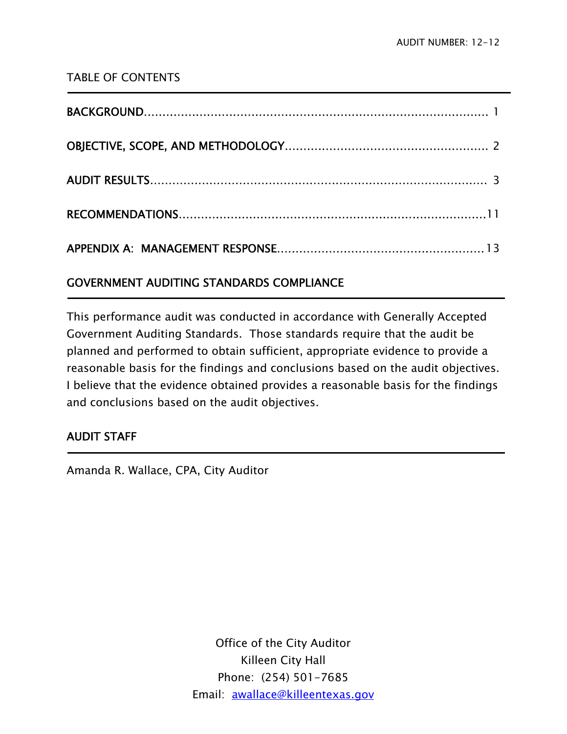AUDIT NUMBER: 12-12

TABLE OF CONTENTS

| | |
|---|---|
| BACKGROUND | 1 |
| OBJECTIVE, SCOPE, AND METHODOLOGY | 2 |
| AUDIT RESULTS | 3 |
| RECOMMENDATIONS | 11 |
| APPENDIX A: MANAGEMENT RESPONSE | 13 |

## GOVERNMENT AUDITING STANDARDS COMPLIANCE

This performance audit was conducted in accordance with Generally Accepted Government Auditing Standards. Those standards require that the audit be planned and performed to obtain sufficient, appropriate evidence to provide a reasonable basis for the findings and conclusions based on the audit objectives. I believe that the evidence obtained provides a reasonable basis for the findings and conclusions based on the audit objectives.

## AUDIT STAFF

Amanda R. Wallace, CPA, City Auditor

Office of the City Auditor
Killeen City Hall
Phone: (254) 501-7685
Email: awallace@killeentexas.gov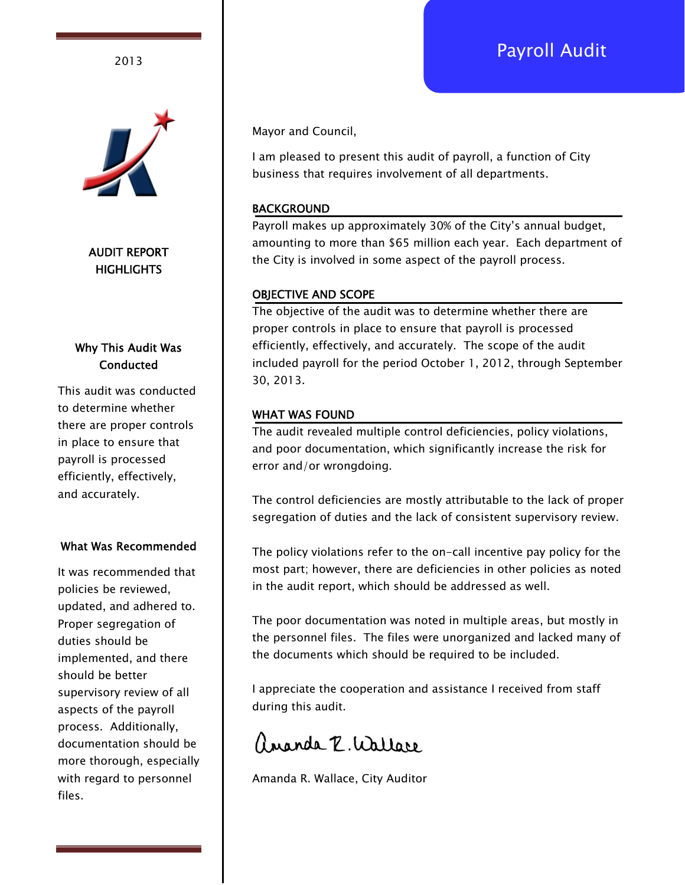# Payroll Audit

2013

## AUDIT REPORT HIGHLIGHTS

### Why This Audit Was Conducted

This audit was conducted to determine whether there are proper controls in place to ensure that payroll is processed efficiently, effectively, and accurately.

### What Was Recommended

It was recommended that policies be reviewed, updated, and adhered to. Proper segregation of duties should be implemented, and there should be better supervisory review of all aspects of the payroll process. Additionally, documentation should be more thorough, especially with regard to personnel files.

---

Mayor and Council,

I am pleased to present this audit of payroll, a function of City business that requires involvement of all departments.

### BACKGROUND

Payroll makes up approximately 30% of the City's annual budget, amounting to more than $65 million each year. Each department of the City is involved in some aspect of the payroll process.

### OBJECTIVE AND SCOPE

The objective of the audit was to determine whether there are proper controls in place to ensure that payroll is processed efficiently, effectively, and accurately. The scope of the audit included payroll for the period October 1, 2012, through September 30, 2013.

### WHAT WAS FOUND

The audit revealed multiple control deficiencies, policy violations, and poor documentation, which significantly increase the risk for error and/or wrongdoing.

The control deficiencies are mostly attributable to the lack of proper segregation of duties and the lack of consistent supervisory review.

The policy violations refer to the on-call incentive pay policy for the most part; however, there are deficiencies in other policies as noted in the audit report, which should be addressed as well.

The poor documentation was noted in multiple areas, but mostly in the personnel files. The files were unorganized and lacked many of the documents which should be required to be included.

I appreciate the cooperation and assistance I received from staff during this audit.

Amanda R. Wallace

Amanda R. Wallace, City Auditor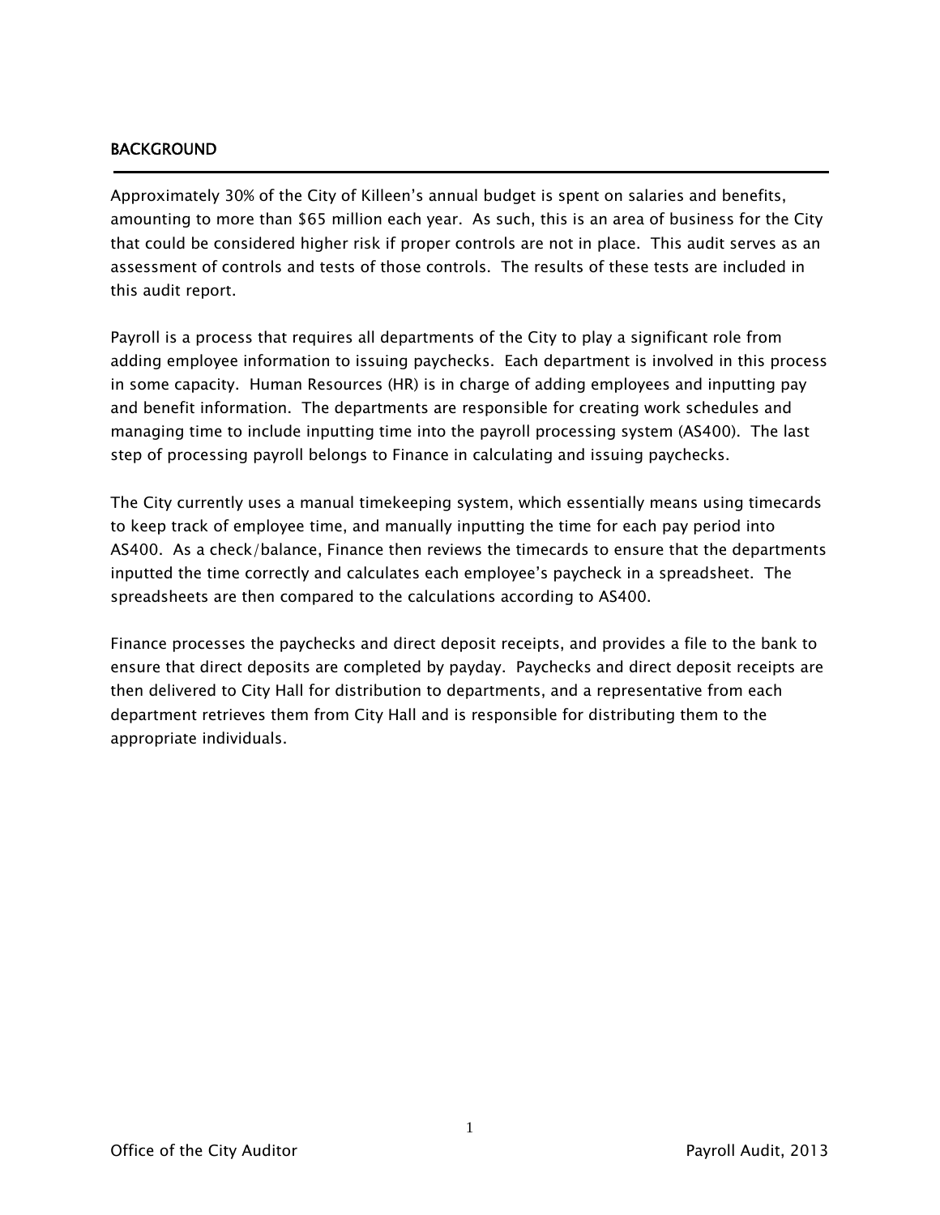## BACKGROUND

Approximately 30% of the City of Killeen's annual budget is spent on salaries and benefits, amounting to more than $65 million each year. As such, this is an area of business for the City that could be considered higher risk if proper controls are not in place. This audit serves as an assessment of controls and tests of those controls. The results of these tests are included in this audit report.

Payroll is a process that requires all departments of the City to play a significant role from adding employee information to issuing paychecks. Each department is involved in this process in some capacity. Human Resources (HR) is in charge of adding employees and inputting pay and benefit information. The departments are responsible for creating work schedules and managing time to include inputting time into the payroll processing system (AS400). The last step of processing payroll belongs to Finance in calculating and issuing paychecks.

The City currently uses a manual timekeeping system, which essentially means using timecards to keep track of employee time, and manually inputting the time for each pay period into AS400. As a check/balance, Finance then reviews the timecards to ensure that the departments inputted the time correctly and calculates each employee's paycheck in a spreadsheet. The spreadsheets are then compared to the calculations according to AS400.

Finance processes the paychecks and direct deposit receipts, and provides a file to the bank to ensure that direct deposits are completed by payday. Paychecks and direct deposit receipts are then delivered to City Hall for distribution to departments, and a representative from each department retrieves them from City Hall and is responsible for distributing them to the appropriate individuals.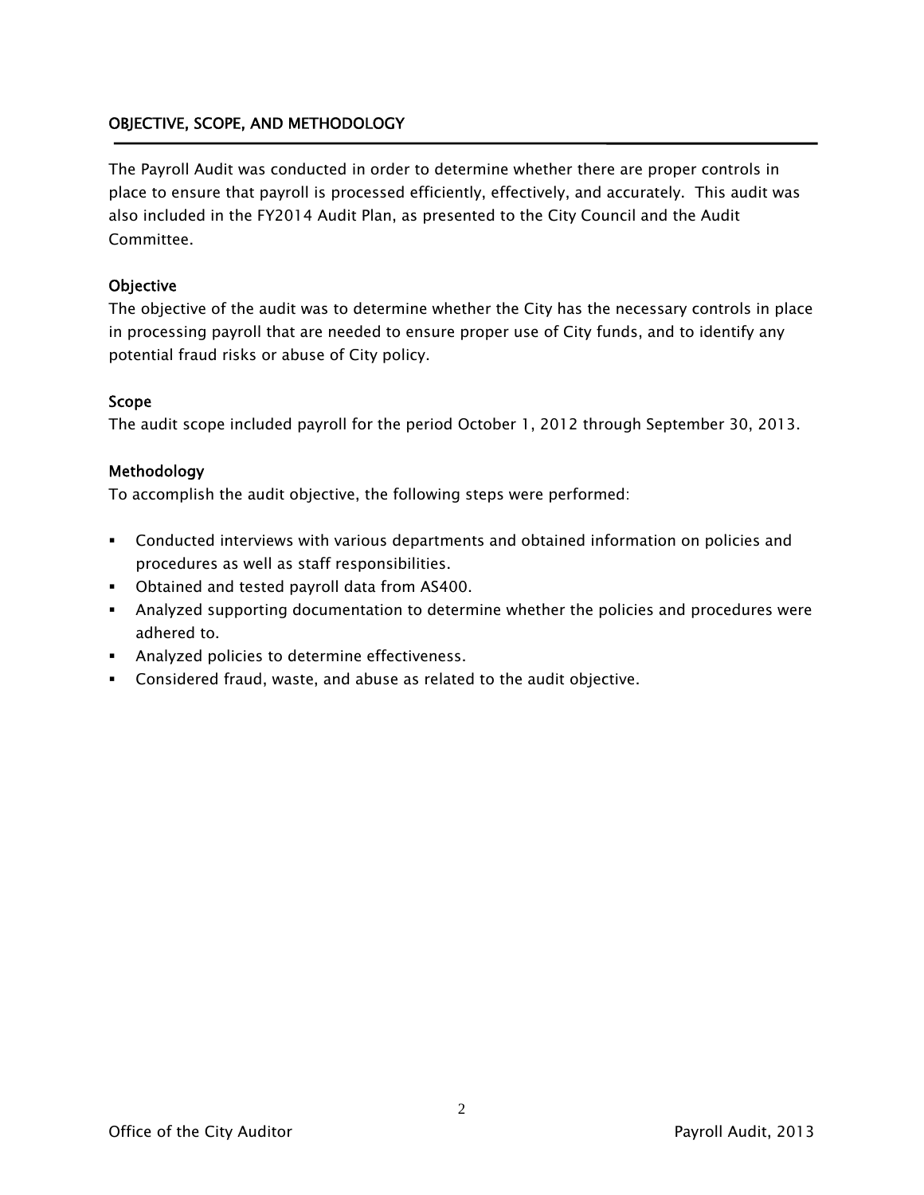## OBJECTIVE, SCOPE, AND METHODOLOGY

The Payroll Audit was conducted in order to determine whether there are proper controls in place to ensure that payroll is processed efficiently, effectively, and accurately. This audit was also included in the FY2014 Audit Plan, as presented to the City Council and the Audit Committee.

### Objective

The objective of the audit was to determine whether the City has the necessary controls in place in processing payroll that are needed to ensure proper use of City funds, and to identify any potential fraud risks or abuse of City policy.

### Scope

The audit scope included payroll for the period October 1, 2012 through September 30, 2013.

### Methodology

To accomplish the audit objective, the following steps were performed:

- Conducted interviews with various departments and obtained information on policies and procedures as well as staff responsibilities.
- Obtained and tested payroll data from AS400.
- Analyzed supporting documentation to determine whether the policies and procedures were adhered to.
- Analyzed policies to determine effectiveness.
- Considered fraud, waste, and abuse as related to the audit objective.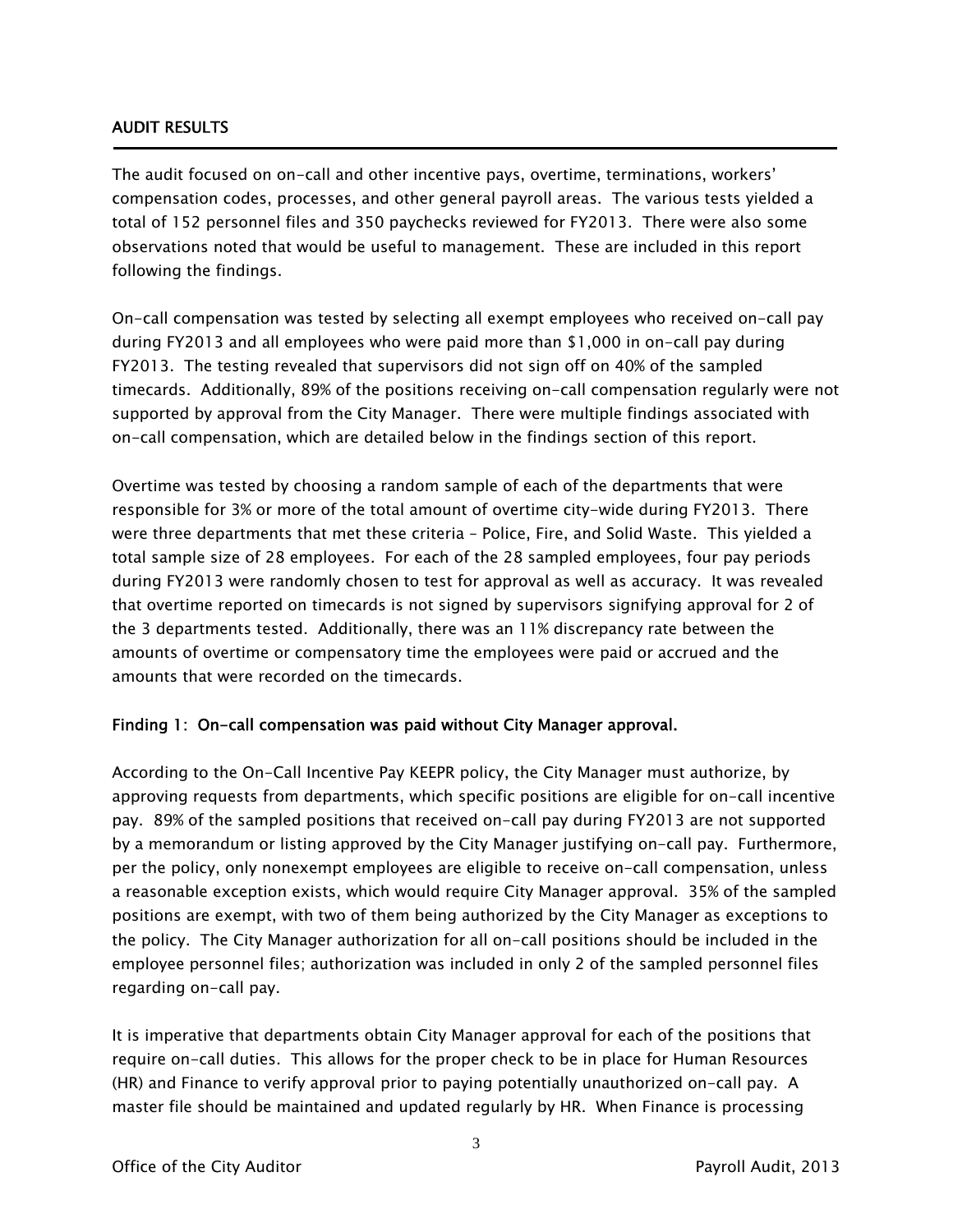## AUDIT RESULTS

The audit focused on on-call and other incentive pays, overtime, terminations, workers' compensation codes, processes, and other general payroll areas. The various tests yielded a total of 152 personnel files and 350 paychecks reviewed for FY2013. There were also some observations noted that would be useful to management. These are included in this report following the findings.

On-call compensation was tested by selecting all exempt employees who received on-call pay during FY2013 and all employees who were paid more than $1,000 in on-call pay during FY2013. The testing revealed that supervisors did not sign off on 40% of the sampled timecards. Additionally, 89% of the positions receiving on-call compensation regularly were not supported by approval from the City Manager. There were multiple findings associated with on-call compensation, which are detailed below in the findings section of this report.

Overtime was tested by choosing a random sample of each of the departments that were responsible for 3% or more of the total amount of overtime city-wide during FY2013. There were three departments that met these criteria – Police, Fire, and Solid Waste. This yielded a total sample size of 28 employees. For each of the 28 sampled employees, four pay periods during FY2013 were randomly chosen to test for approval as well as accuracy. It was revealed that overtime reported on timecards is not signed by supervisors signifying approval for 2 of the 3 departments tested. Additionally, there was an 11% discrepancy rate between the amounts of overtime or compensatory time the employees were paid or accrued and the amounts that were recorded on the timecards.

### Finding 1: On-call compensation was paid without City Manager approval.

According to the On-Call Incentive Pay KEEPR policy, the City Manager must authorize, by approving requests from departments, which specific positions are eligible for on-call incentive pay. 89% of the sampled positions that received on-call pay during FY2013 are not supported by a memorandum or listing approved by the City Manager justifying on-call pay. Furthermore, per the policy, only nonexempt employees are eligible to receive on-call compensation, unless a reasonable exception exists, which would require City Manager approval. 35% of the sampled positions are exempt, with two of them being authorized by the City Manager as exceptions to the policy. The City Manager authorization for all on-call positions should be included in the employee personnel files; authorization was included in only 2 of the sampled personnel files regarding on-call pay.

It is imperative that departments obtain City Manager approval for each of the positions that require on-call duties. This allows for the proper check to be in place for Human Resources (HR) and Finance to verify approval prior to paying potentially unauthorized on-call pay. A master file should be maintained and updated regularly by HR. When Finance is processing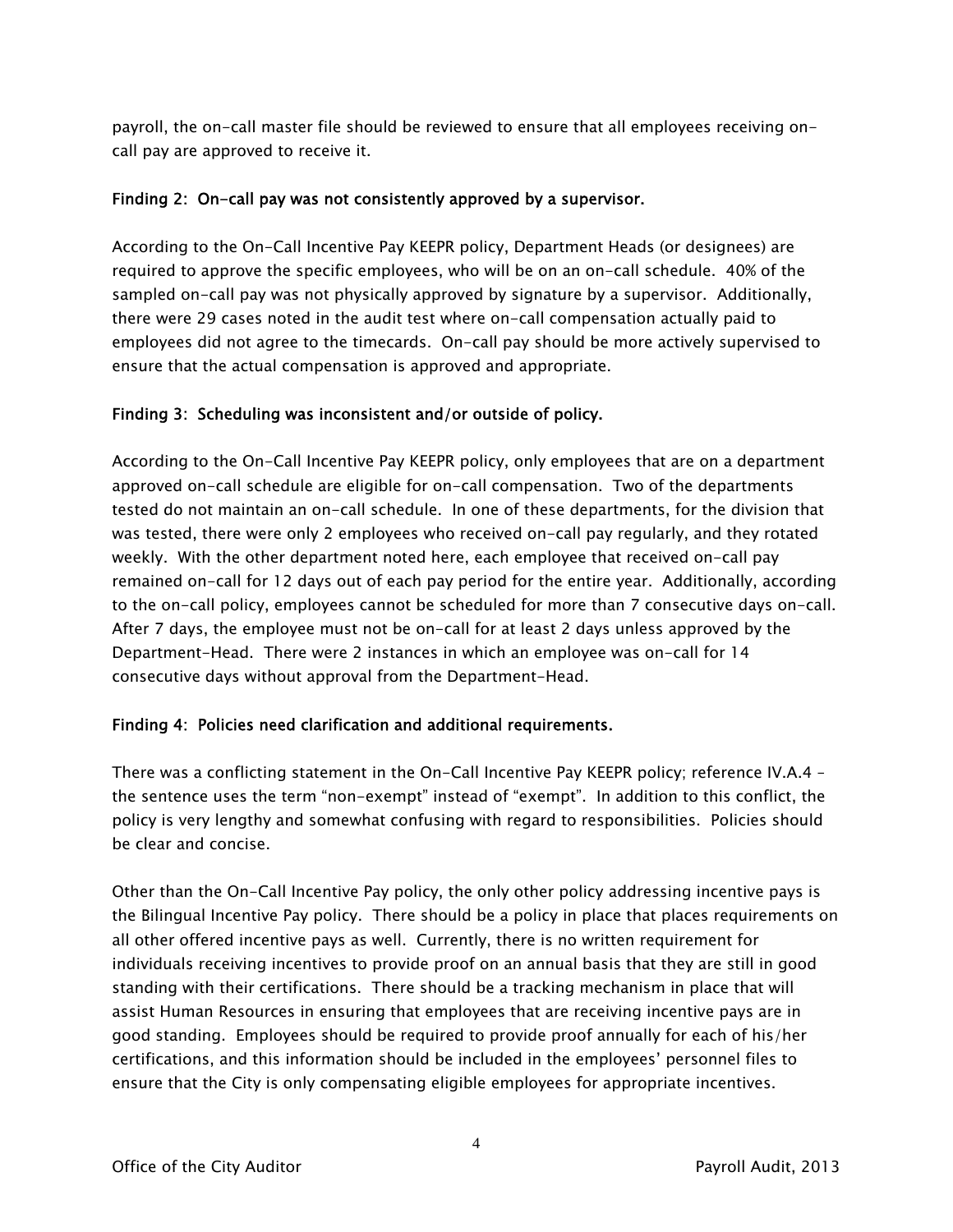payroll, the on-call master file should be reviewed to ensure that all employees receiving on-call pay are approved to receive it.

**Finding 2: On-call pay was not consistently approved by a supervisor.**

According to the On-Call Incentive Pay KEEPR policy, Department Heads (or designees) are required to approve the specific employees, who will be on an on-call schedule. 40% of the sampled on-call pay was not physically approved by signature by a supervisor. Additionally, there were 29 cases noted in the audit test where on-call compensation actually paid to employees did not agree to the timecards. On-call pay should be more actively supervised to ensure that the actual compensation is approved and appropriate.

**Finding 3: Scheduling was inconsistent and/or outside of policy.**

According to the On-Call Incentive Pay KEEPR policy, only employees that are on a department approved on-call schedule are eligible for on-call compensation. Two of the departments tested do not maintain an on-call schedule. In one of these departments, for the division that was tested, there were only 2 employees who received on-call pay regularly, and they rotated weekly. With the other department noted here, each employee that received on-call pay remained on-call for 12 days out of each pay period for the entire year. Additionally, according to the on-call policy, employees cannot be scheduled for more than 7 consecutive days on-call. After 7 days, the employee must not be on-call for at least 2 days unless approved by the Department-Head. There were 2 instances in which an employee was on-call for 14 consecutive days without approval from the Department-Head.

**Finding 4: Policies need clarification and additional requirements.**

There was a conflicting statement in the On-Call Incentive Pay KEEPR policy; reference IV.A.4 – the sentence uses the term "non-exempt" instead of "exempt". In addition to this conflict, the policy is very lengthy and somewhat confusing with regard to responsibilities. Policies should be clear and concise.

Other than the On-Call Incentive Pay policy, the only other policy addressing incentive pays is the Bilingual Incentive Pay policy. There should be a policy in place that places requirements on all other offered incentive pays as well. Currently, there is no written requirement for individuals receiving incentives to provide proof on an annual basis that they are still in good standing with their certifications. There should be a tracking mechanism in place that will assist Human Resources in ensuring that employees that are receiving incentive pays are in good standing. Employees should be required to provide proof annually for each of his/her certifications, and this information should be included in the employees' personnel files to ensure that the City is only compensating eligible employees for appropriate incentives.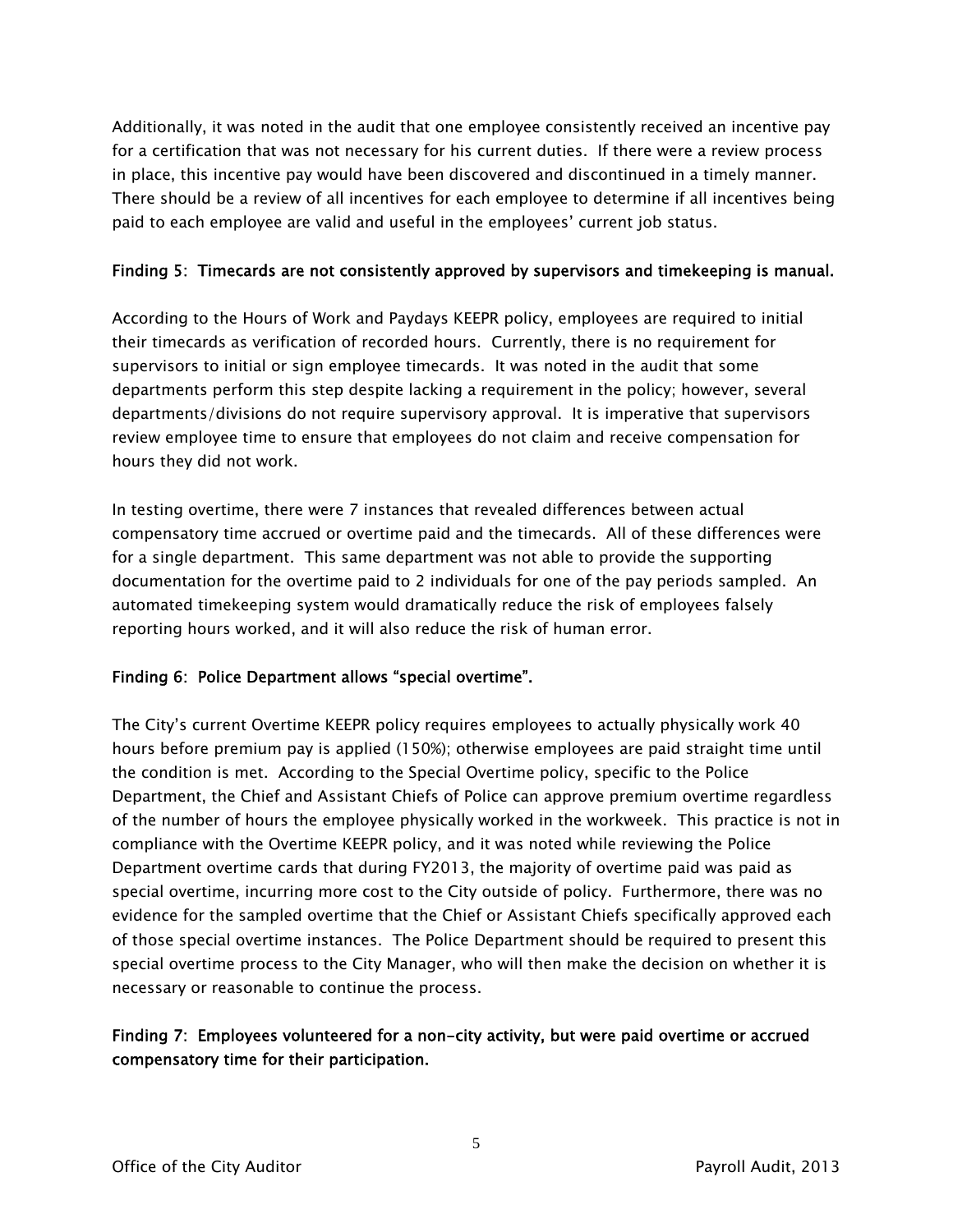Additionally, it was noted in the audit that one employee consistently received an incentive pay for a certification that was not necessary for his current duties. If there were a review process in place, this incentive pay would have been discovered and discontinued in a timely manner. There should be a review of all incentives for each employee to determine if all incentives being paid to each employee are valid and useful in the employees' current job status.

**Finding 5: Timecards are not consistently approved by supervisors and timekeeping is manual.**

According to the Hours of Work and Paydays KEEPR policy, employees are required to initial their timecards as verification of recorded hours. Currently, there is no requirement for supervisors to initial or sign employee timecards. It was noted in the audit that some departments perform this step despite lacking a requirement in the policy; however, several departments/divisions do not require supervisory approval. It is imperative that supervisors review employee time to ensure that employees do not claim and receive compensation for hours they did not work.

In testing overtime, there were 7 instances that revealed differences between actual compensatory time accrued or overtime paid and the timecards. All of these differences were for a single department. This same department was not able to provide the supporting documentation for the overtime paid to 2 individuals for one of the pay periods sampled. An automated timekeeping system would dramatically reduce the risk of employees falsely reporting hours worked, and it will also reduce the risk of human error.

**Finding 6: Police Department allows "special overtime".**

The City's current Overtime KEEPR policy requires employees to actually physically work 40 hours before premium pay is applied (150%); otherwise employees are paid straight time until the condition is met. According to the Special Overtime policy, specific to the Police Department, the Chief and Assistant Chiefs of Police can approve premium overtime regardless of the number of hours the employee physically worked in the workweek. This practice is not in compliance with the Overtime KEEPR policy, and it was noted while reviewing the Police Department overtime cards that during FY2013, the majority of overtime paid was paid as special overtime, incurring more cost to the City outside of policy. Furthermore, there was no evidence for the sampled overtime that the Chief or Assistant Chiefs specifically approved each of those special overtime instances. The Police Department should be required to present this special overtime process to the City Manager, who will then make the decision on whether it is necessary or reasonable to continue the process.

**Finding 7: Employees volunteered for a non-city activity, but were paid overtime or accrued compensatory time for their participation.**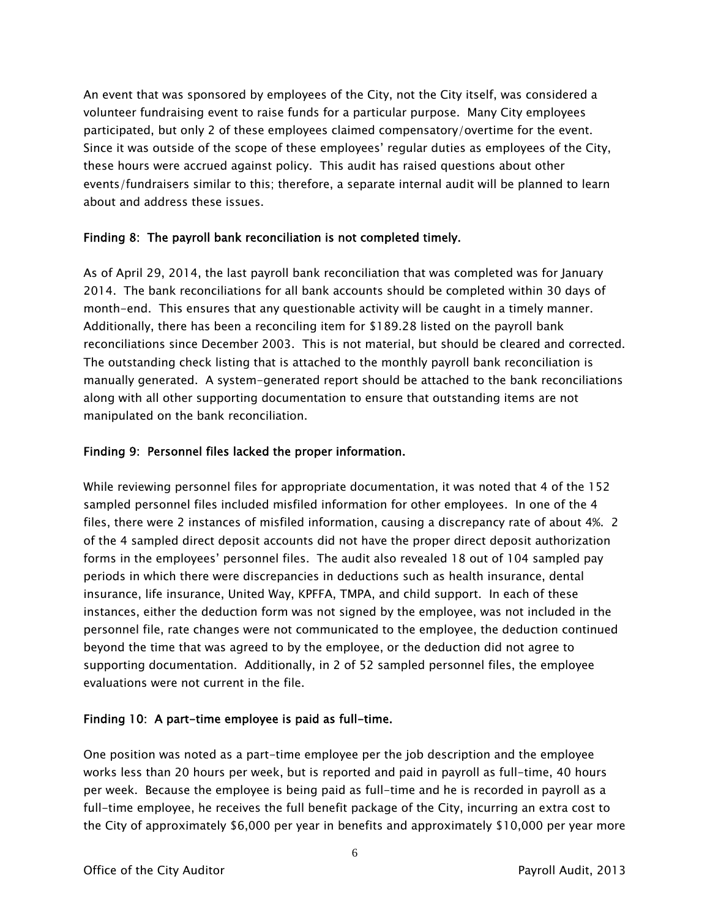An event that was sponsored by employees of the City, not the City itself, was considered a volunteer fundraising event to raise funds for a particular purpose. Many City employees participated, but only 2 of these employees claimed compensatory/overtime for the event. Since it was outside of the scope of these employees' regular duties as employees of the City, these hours were accrued against policy. This audit has raised questions about other events/fundraisers similar to this; therefore, a separate internal audit will be planned to learn about and address these issues.

**Finding 8: The payroll bank reconciliation is not completed timely.**

As of April 29, 2014, the last payroll bank reconciliation that was completed was for January 2014. The bank reconciliations for all bank accounts should be completed within 30 days of month-end. This ensures that any questionable activity will be caught in a timely manner. Additionally, there has been a reconciling item for $189.28 listed on the payroll bank reconciliations since December 2003. This is not material, but should be cleared and corrected. The outstanding check listing that is attached to the monthly payroll bank reconciliation is manually generated. A system-generated report should be attached to the bank reconciliations along with all other supporting documentation to ensure that outstanding items are not manipulated on the bank reconciliation.

**Finding 9: Personnel files lacked the proper information.**

While reviewing personnel files for appropriate documentation, it was noted that 4 of the 152 sampled personnel files included misfiled information for other employees. In one of the 4 files, there were 2 instances of misfiled information, causing a discrepancy rate of about 4%. 2 of the 4 sampled direct deposit accounts did not have the proper direct deposit authorization forms in the employees' personnel files. The audit also revealed 18 out of 104 sampled pay periods in which there were discrepancies in deductions such as health insurance, dental insurance, life insurance, United Way, KPFFA, TMPA, and child support. In each of these instances, either the deduction form was not signed by the employee, was not included in the personnel file, rate changes were not communicated to the employee, the deduction continued beyond the time that was agreed to by the employee, or the deduction did not agree to supporting documentation. Additionally, in 2 of 52 sampled personnel files, the employee evaluations were not current in the file.

**Finding 10: A part-time employee is paid as full-time.**

One position was noted as a part-time employee per the job description and the employee works less than 20 hours per week, but is reported and paid in payroll as full-time, 40 hours per week. Because the employee is being paid as full-time and he is recorded in payroll as a full-time employee, he receives the full benefit package of the City, incurring an extra cost to the City of approximately $6,000 per year in benefits and approximately $10,000 per year more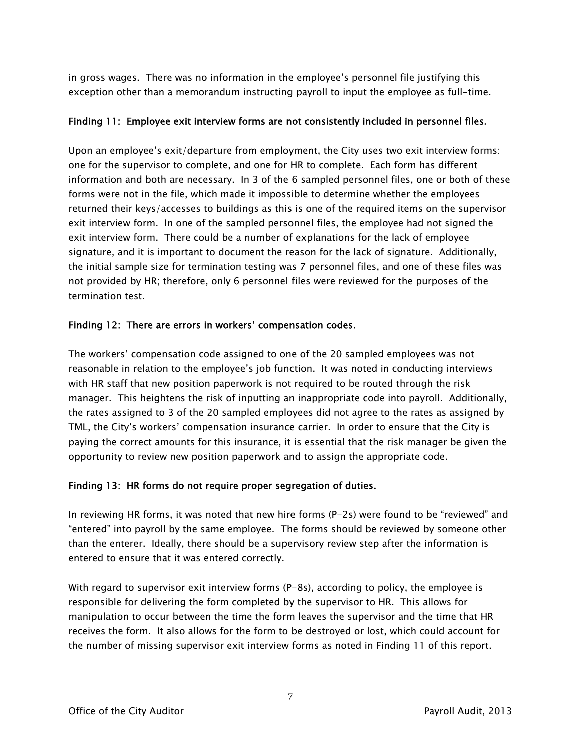in gross wages. There was no information in the employee's personnel file justifying this exception other than a memorandum instructing payroll to input the employee as full-time.

**Finding 11: Employee exit interview forms are not consistently included in personnel files.**

Upon an employee's exit/departure from employment, the City uses two exit interview forms: one for the supervisor to complete, and one for HR to complete. Each form has different information and both are necessary. In 3 of the 6 sampled personnel files, one or both of these forms were not in the file, which made it impossible to determine whether the employees returned their keys/accesses to buildings as this is one of the required items on the supervisor exit interview form. In one of the sampled personnel files, the employee had not signed the exit interview form. There could be a number of explanations for the lack of employee signature, and it is important to document the reason for the lack of signature. Additionally, the initial sample size for termination testing was 7 personnel files, and one of these files was not provided by HR; therefore, only 6 personnel files were reviewed for the purposes of the termination test.

**Finding 12: There are errors in workers' compensation codes.**

The workers' compensation code assigned to one of the 20 sampled employees was not reasonable in relation to the employee's job function. It was noted in conducting interviews with HR staff that new position paperwork is not required to be routed through the risk manager. This heightens the risk of inputting an inappropriate code into payroll. Additionally, the rates assigned to 3 of the 20 sampled employees did not agree to the rates as assigned by TML, the City's workers' compensation insurance carrier. In order to ensure that the City is paying the correct amounts for this insurance, it is essential that the risk manager be given the opportunity to review new position paperwork and to assign the appropriate code.

**Finding 13: HR forms do not require proper segregation of duties.**

In reviewing HR forms, it was noted that new hire forms (P-2s) were found to be "reviewed" and "entered" into payroll by the same employee. The forms should be reviewed by someone other than the enterer. Ideally, there should be a supervisory review step after the information is entered to ensure that it was entered correctly.

With regard to supervisor exit interview forms (P-8s), according to policy, the employee is responsible for delivering the form completed by the supervisor to HR. This allows for manipulation to occur between the time the form leaves the supervisor and the time that HR receives the form. It also allows for the form to be destroyed or lost, which could account for the number of missing supervisor exit interview forms as noted in Finding 11 of this report.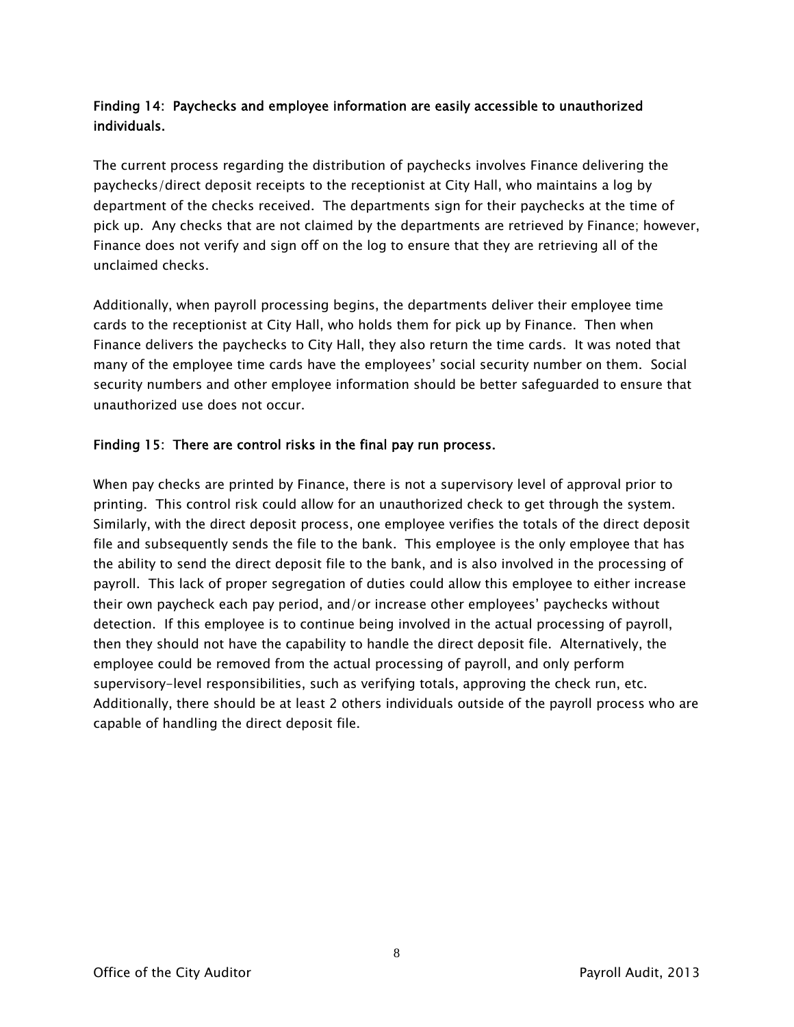**Finding 14: Paychecks and employee information are easily accessible to unauthorized individuals.**

The current process regarding the distribution of paychecks involves Finance delivering the paychecks/direct deposit receipts to the receptionist at City Hall, who maintains a log by department of the checks received. The departments sign for their paychecks at the time of pick up. Any checks that are not claimed by the departments are retrieved by Finance; however, Finance does not verify and sign off on the log to ensure that they are retrieving all of the unclaimed checks.

Additionally, when payroll processing begins, the departments deliver their employee time cards to the receptionist at City Hall, who holds them for pick up by Finance. Then when Finance delivers the paychecks to City Hall, they also return the time cards. It was noted that many of the employee time cards have the employees' social security number on them. Social security numbers and other employee information should be better safeguarded to ensure that unauthorized use does not occur.

**Finding 15: There are control risks in the final pay run process.**

When pay checks are printed by Finance, there is not a supervisory level of approval prior to printing. This control risk could allow for an unauthorized check to get through the system. Similarly, with the direct deposit process, one employee verifies the totals of the direct deposit file and subsequently sends the file to the bank. This employee is the only employee that has the ability to send the direct deposit file to the bank, and is also involved in the processing of payroll. This lack of proper segregation of duties could allow this employee to either increase their own paycheck each pay period, and/or increase other employees' paychecks without detection. If this employee is to continue being involved in the actual processing of payroll, then they should not have the capability to handle the direct deposit file. Alternatively, the employee could be removed from the actual processing of payroll, and only perform supervisory-level responsibilities, such as verifying totals, approving the check run, etc. Additionally, there should be at least 2 others individuals outside of the payroll process who are capable of handling the direct deposit file.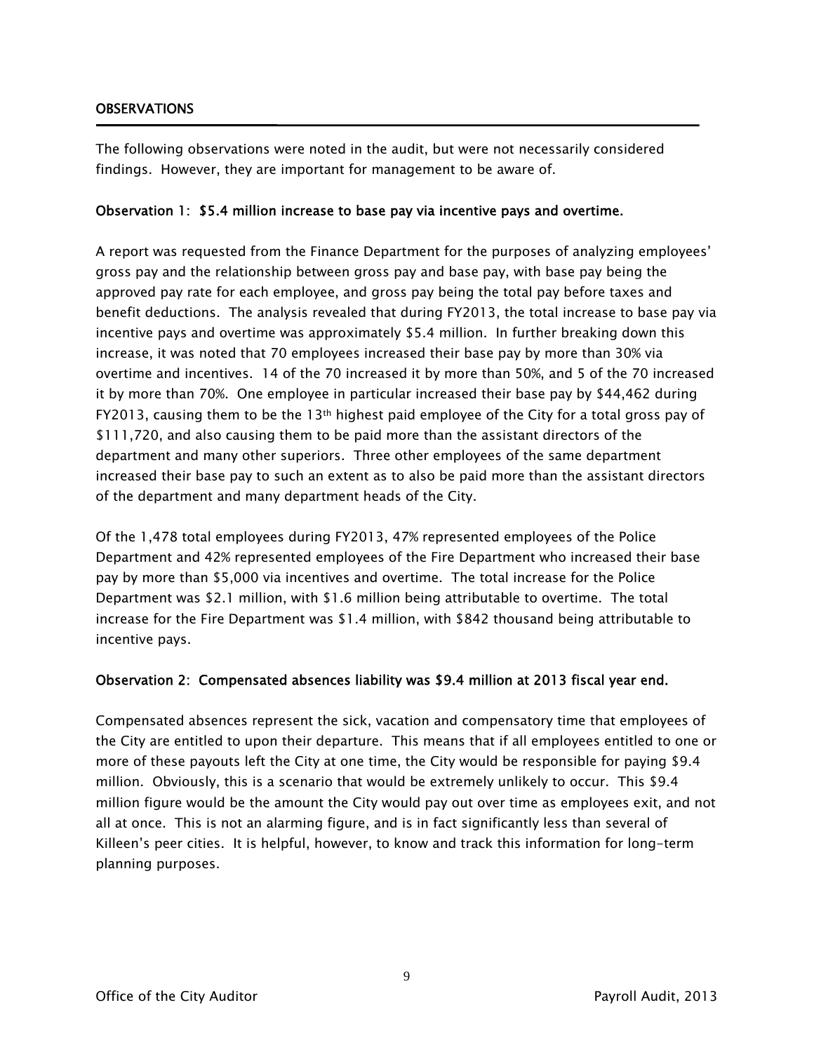## OBSERVATIONS

The following observations were noted in the audit, but were not necessarily considered findings. However, they are important for management to be aware of.

### Observation 1: $5.4 million increase to base pay via incentive pays and overtime.

A report was requested from the Finance Department for the purposes of analyzing employees' gross pay and the relationship between gross pay and base pay, with base pay being the approved pay rate for each employee, and gross pay being the total pay before taxes and benefit deductions. The analysis revealed that during FY2013, the total increase to base pay via incentive pays and overtime was approximately $5.4 million. In further breaking down this increase, it was noted that 70 employees increased their base pay by more than 30% via overtime and incentives. 14 of the 70 increased it by more than 50%, and 5 of the 70 increased it by more than 70%. One employee in particular increased their base pay by $44,462 during FY2013, causing them to be the 13th highest paid employee of the City for a total gross pay of $111,720, and also causing them to be paid more than the assistant directors of the department and many other superiors. Three other employees of the same department increased their base pay to such an extent as to also be paid more than the assistant directors of the department and many department heads of the City.

Of the 1,478 total employees during FY2013, 47% represented employees of the Police Department and 42% represented employees of the Fire Department who increased their base pay by more than $5,000 via incentives and overtime. The total increase for the Police Department was $2.1 million, with $1.6 million being attributable to overtime. The total increase for the Fire Department was $1.4 million, with $842 thousand being attributable to incentive pays.

### Observation 2: Compensated absences liability was $9.4 million at 2013 fiscal year end.

Compensated absences represent the sick, vacation and compensatory time that employees of the City are entitled to upon their departure. This means that if all employees entitled to one or more of these payouts left the City at one time, the City would be responsible for paying $9.4 million. Obviously, this is a scenario that would be extremely unlikely to occur. This $9.4 million figure would be the amount the City would pay out over time as employees exit, and not all at once. This is not an alarming figure, and is in fact significantly less than several of Killeen's peer cities. It is helpful, however, to know and track this information for long-term planning purposes.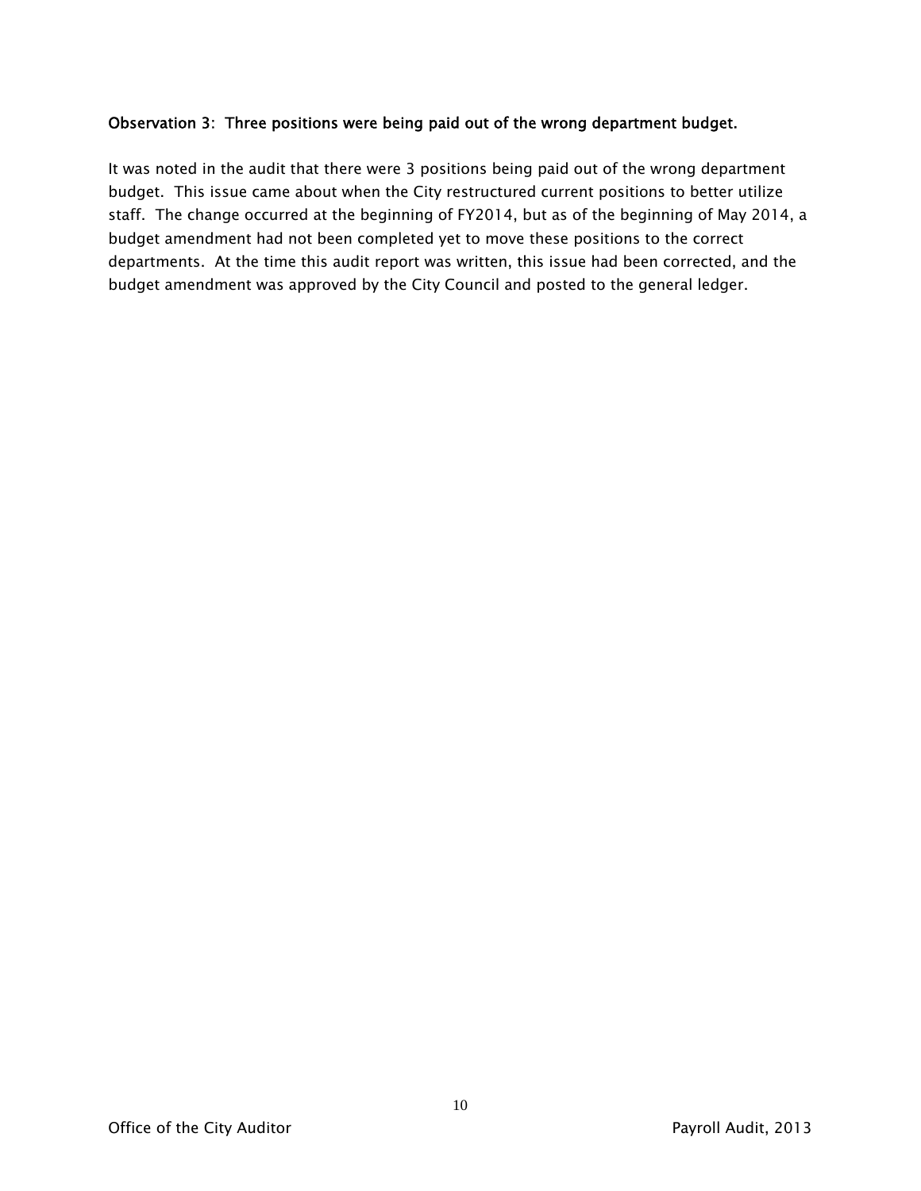**Observation 3: Three positions were being paid out of the wrong department budget.**

It was noted in the audit that there were 3 positions being paid out of the wrong department budget. This issue came about when the City restructured current positions to better utilize staff. The change occurred at the beginning of FY2014, but as of the beginning of May 2014, a budget amendment had not been completed yet to move these positions to the correct departments. At the time this audit report was written, this issue had been corrected, and the budget amendment was approved by the City Council and posted to the general ledger.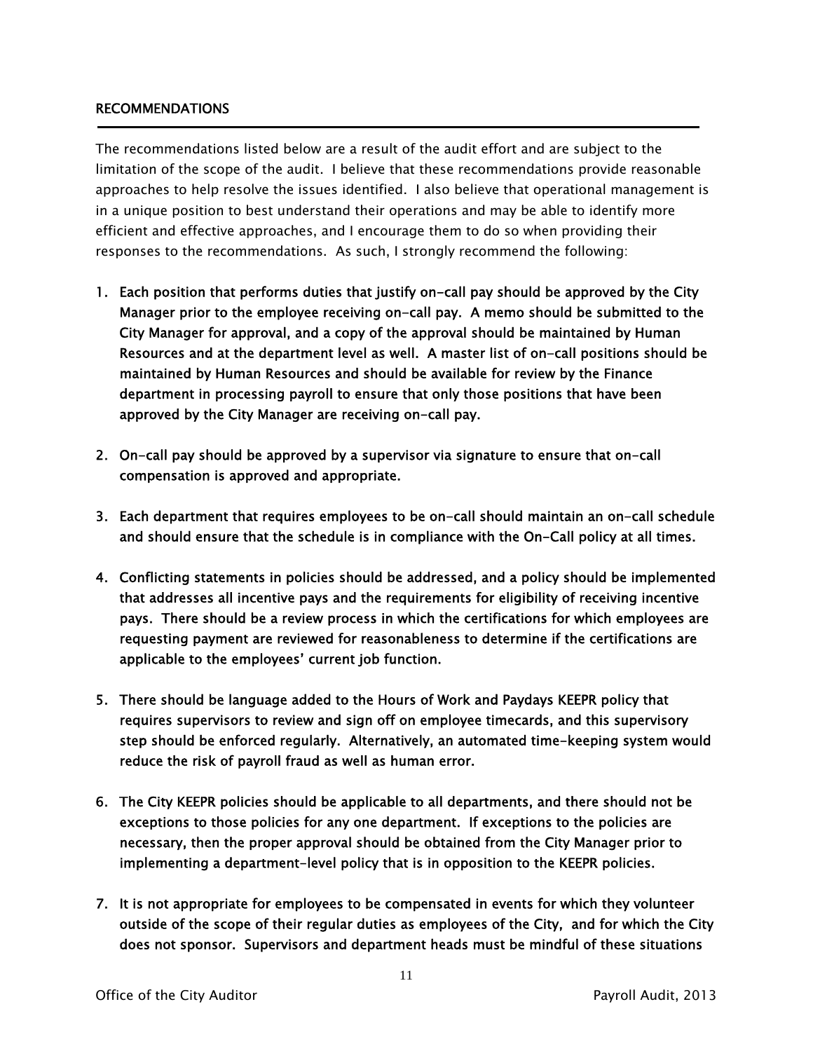## RECOMMENDATIONS

The recommendations listed below are a result of the audit effort and are subject to the limitation of the scope of the audit. I believe that these recommendations provide reasonable approaches to help resolve the issues identified. I also believe that operational management is in a unique position to best understand their operations and may be able to identify more efficient and effective approaches, and I encourage them to do so when providing their responses to the recommendations. As such, I strongly recommend the following:

1. **Each position that performs duties that justify on-call pay should be approved by the City Manager prior to the employee receiving on-call pay. A memo should be submitted to the City Manager for approval, and a copy of the approval should be maintained by Human Resources and at the department level as well. A master list of on-call positions should be maintained by Human Resources and should be available for review by the Finance department in processing payroll to ensure that only those positions that have been approved by the City Manager are receiving on-call pay.**

2. **On-call pay should be approved by a supervisor via signature to ensure that on-call compensation is approved and appropriate.**

3. **Each department that requires employees to be on-call should maintain an on-call schedule and should ensure that the schedule is in compliance with the On-Call policy at all times.**

4. **Conflicting statements in policies should be addressed, and a policy should be implemented that addresses all incentive pays and the requirements for eligibility of receiving incentive pays. There should be a review process in which the certifications for which employees are requesting payment are reviewed for reasonableness to determine if the certifications are applicable to the employees' current job function.**

5. **There should be language added to the Hours of Work and Paydays KEEPR policy that requires supervisors to review and sign off on employee timecards, and this supervisory step should be enforced regularly. Alternatively, an automated time-keeping system would reduce the risk of payroll fraud as well as human error.**

6. **The City KEEPR policies should be applicable to all departments, and there should not be exceptions to those policies for any one department. If exceptions to the policies are necessary, then the proper approval should be obtained from the City Manager prior to implementing a department-level policy that is in opposition to the KEEPR policies.**

7. **It is not appropriate for employees to be compensated in events for which they volunteer outside of the scope of their regular duties as employees of the City, and for which the City does not sponsor. Supervisors and department heads must be mindful of these situations**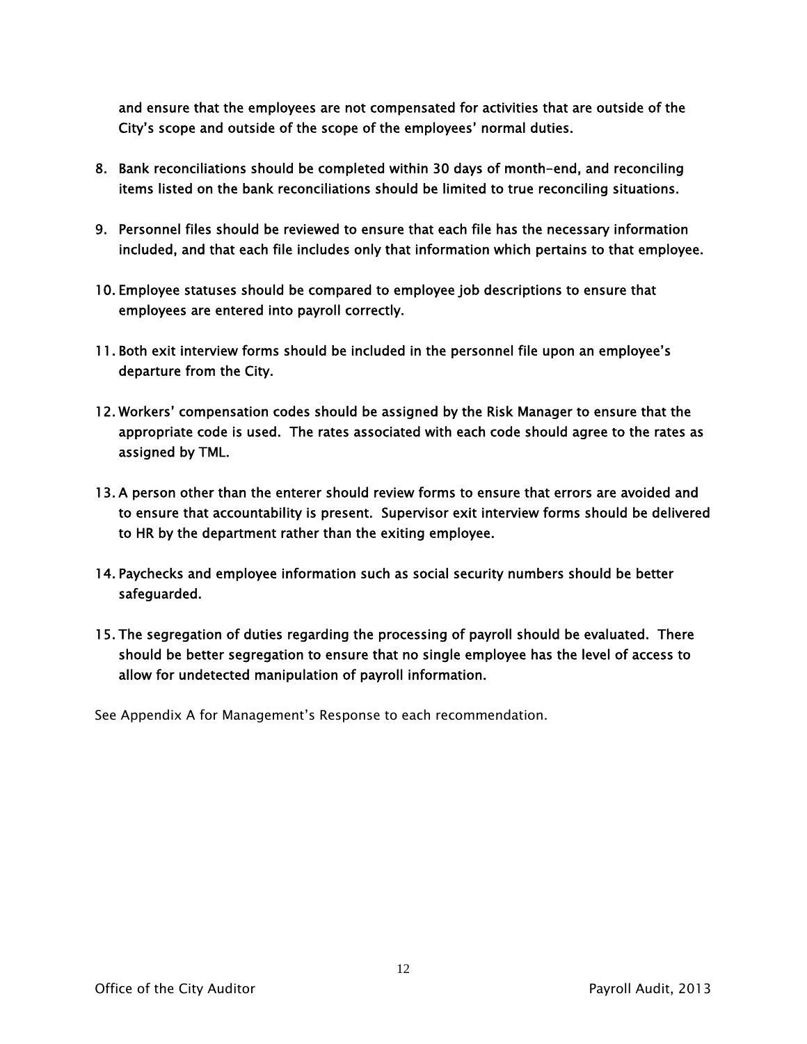and ensure that the employees are not compensated for activities that are outside of the City's scope and outside of the scope of the employees' normal duties.

8. Bank reconciliations should be completed within 30 days of month-end, and reconciling items listed on the bank reconciliations should be limited to true reconciling situations.

9. Personnel files should be reviewed to ensure that each file has the necessary information included, and that each file includes only that information which pertains to that employee.

10. Employee statuses should be compared to employee job descriptions to ensure that employees are entered into payroll correctly.

11. Both exit interview forms should be included in the personnel file upon an employee's departure from the City.

12. Workers' compensation codes should be assigned by the Risk Manager to ensure that the appropriate code is used. The rates associated with each code should agree to the rates as assigned by TML.

13. A person other than the enterer should review forms to ensure that errors are avoided and to ensure that accountability is present. Supervisor exit interview forms should be delivered to HR by the department rather than the exiting employee.

14. Paychecks and employee information such as social security numbers should be better safeguarded.

15. The segregation of duties regarding the processing of payroll should be evaluated. There should be better segregation to ensure that no single employee has the level of access to allow for undetected manipulation of payroll information.

See Appendix A for Management's Response to each recommendation.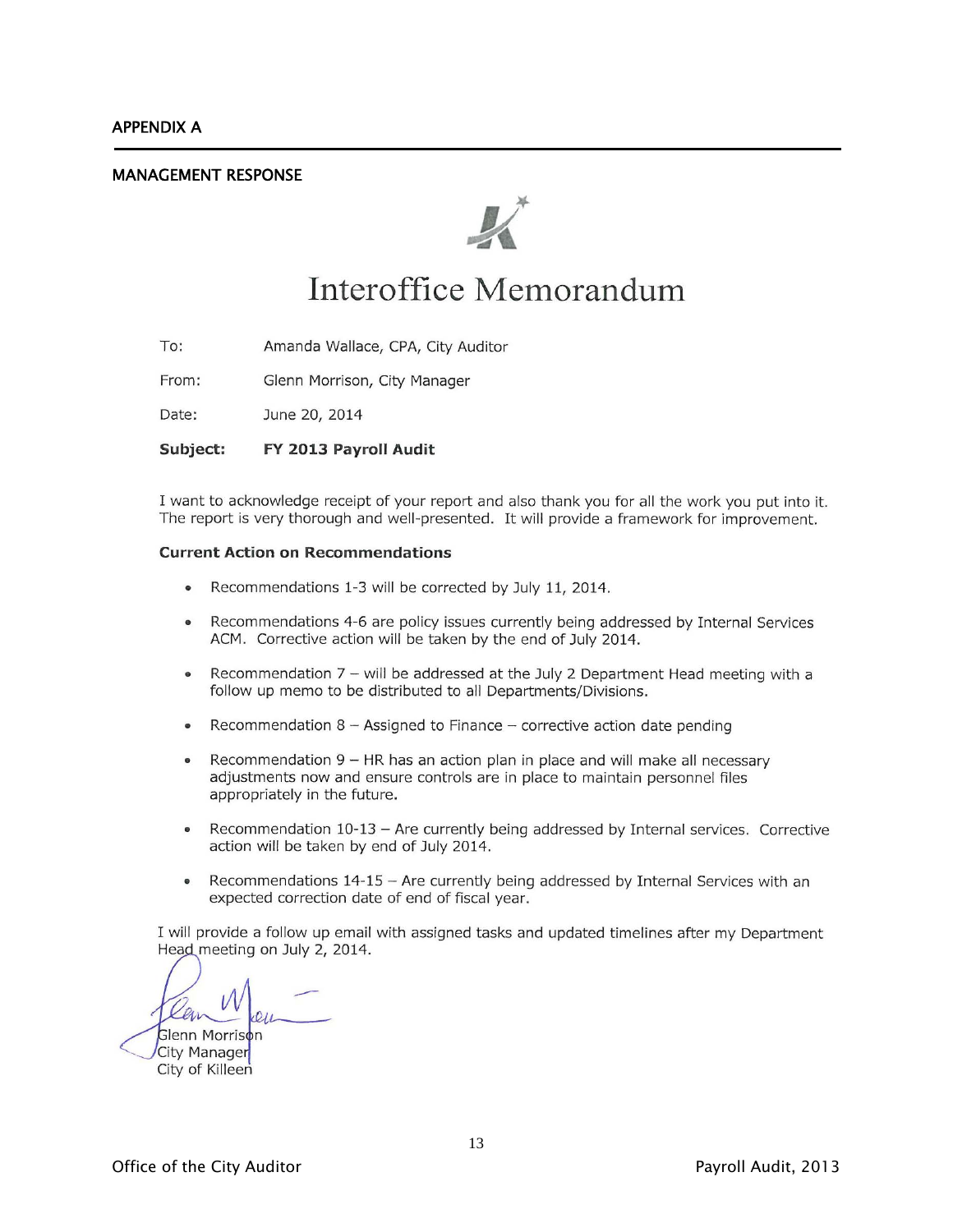## APPENDIX A

### MANAGEMENT RESPONSE

# Interoffice Memorandum

To: Amanda Wallace, CPA, City Auditor

From: Glenn Morrison, City Manager

Date: June 20, 2014

**Subject: FY 2013 Payroll Audit**

I want to acknowledge receipt of your report and also thank you for all the work you put into it. The report is very thorough and well-presented. It will provide a framework for improvement.

**Current Action on Recommendations**

- Recommendations 1-3 will be corrected by July 11, 2014.
- Recommendations 4-6 are policy issues currently being addressed by Internal Services ACM. Corrective action will be taken by the end of July 2014.
- Recommendation 7 – will be addressed at the July 2 Department Head meeting with a follow up memo to be distributed to all Departments/Divisions.
- Recommendation 8 – Assigned to Finance – corrective action date pending
- Recommendation 9 – HR has an action plan in place and will make all necessary adjustments now and ensure controls are in place to maintain personnel files appropriately in the future.
- Recommendation 10-13 – Are currently being addressed by Internal services. Corrective action will be taken by end of July 2014.
- Recommendations 14-15 – Are currently being addressed by Internal Services with an expected correction date of end of fiscal year.

I will provide a follow up email with assigned tasks and updated timelines after my Department Head meeting on July 2, 2014.

Glenn Morrison
City Manager
City of Killeen